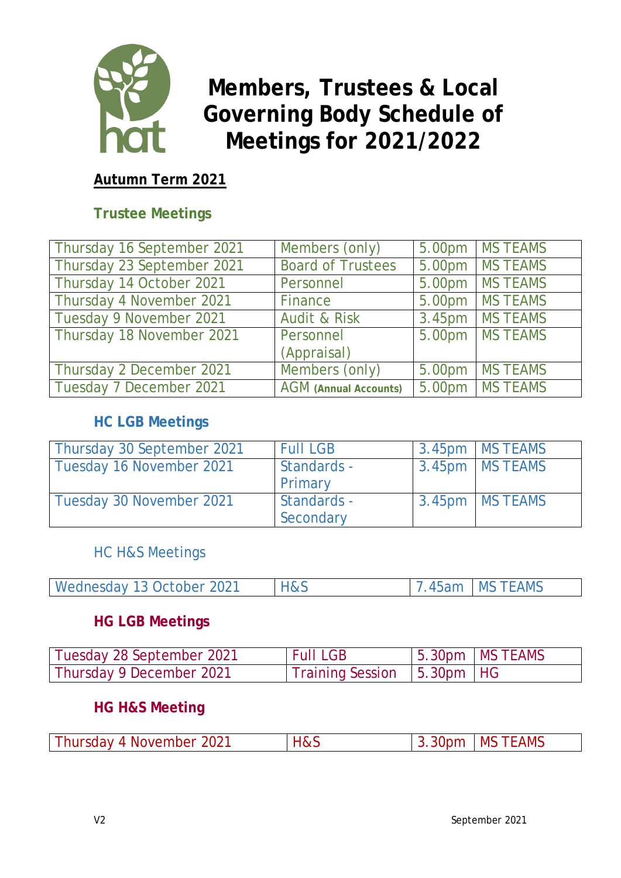# Members, Trustees & Local Governing Body Schedule of Meetings for 2021/2022

## Autumn Term 2021

### Trustee Meetings

| | | | |
|---|---|---|---|
| Thursday 16 September 2021 | Members (only) | 5.00pm | MS TEAMS |
| Thursday 23 September 2021 | Board of Trustees | 5.00pm | MS TEAMS |
| Thursday 14 October 2021 | Personnel | 5.00pm | MS TEAMS |
| Thursday 4 November 2021 | Finance | 5.00pm | MS TEAMS |
| Tuesday 9 November 2021 | Audit & Risk | 3.45pm | MS TEAMS |
| Thursday 18 November 2021 | Personnel (Appraisal) | 5.00pm | MS TEAMS |
| Thursday 2 December 2021 | Members (only) | 5.00pm | MS TEAMS |
| Tuesday 7 December 2021 | AGM **(Annual Accounts)** | 5.00pm | MS TEAMS |

### HC LGB Meetings

| | | | |
|---|---|---|---|
| Thursday 30 September 2021 | Full LGB | 3.45pm | MS TEAMS |
| Tuesday 16 November 2021 | Standards - Primary | 3.45pm | MS TEAMS |
| Tuesday 30 November 2021 | Standards - Secondary | 3.45pm | MS TEAMS |

### HC H&S Meetings

| | | | |
|---|---|---|---|
| Wednesday 13 October 2021 | H&S | 7.45am | MS TEAMS |

### HG LGB Meetings

| | | | |
|---|---|---|---|
| Tuesday 28 September 2021 | Full LGB | 5.30pm | MS TEAMS |
| Thursday 9 December 2021 | Training Session | 5.30pm | HG |

### HG H&S Meeting

| | | | |
|---|---|---|---|
| Thursday 4 November 2021 | H&S | 3.30pm | MS TEAMS |

V2 September 2021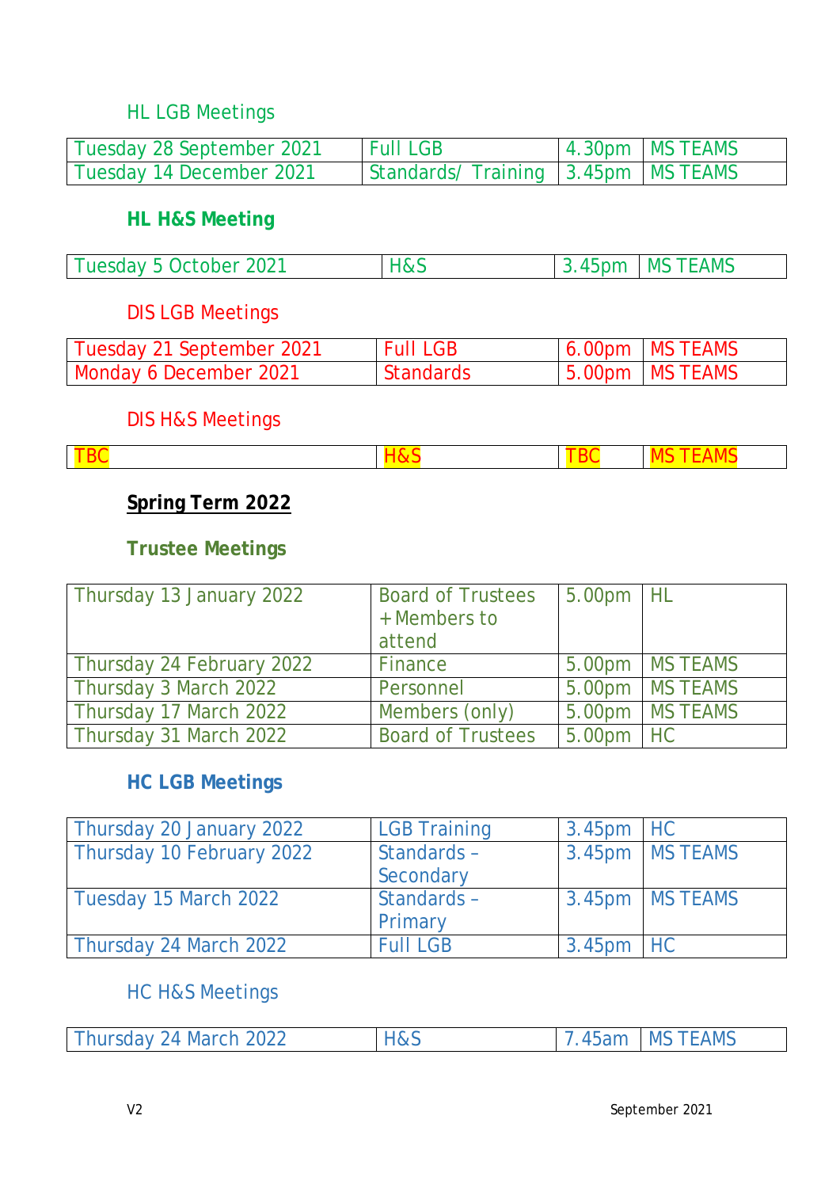### HL LGB Meetings

| | | | |
|---|---|---|---|
| Tuesday 28 September 2021 | Full LGB | 4.30pm | MS TEAMS |
| Tuesday 14 December 2021 | Standards/ Training | 3.45pm | MS TEAMS |

### **HL H&S Meeting**

| | | | |
|---|---|---|---|
| Tuesday 5 October 2021 | H&S | 3.45pm | MS TEAMS |

### DIS LGB Meetings

| | | | |
|---|---|---|---|
| Tuesday 21 September 2021 | Full LGB | 6.00pm | MS TEAMS |
| Monday 6 December 2021 | Standards | 5.00pm | MS TEAMS |

### DIS H&S Meetings

| | | | |
|---|---|---|---|
| TBC | H&S | TBC | MS TEAMS |

## **Spring Term 2022**

### **Trustee Meetings**

| | | | |
|---|---|---|---|
| Thursday 13 January 2022 | Board of Trustees + Members to attend | 5.00pm | HL |
| Thursday 24 February 2022 | Finance | 5.00pm | MS TEAMS |
| Thursday 3 March 2022 | Personnel | 5.00pm | MS TEAMS |
| Thursday 17 March 2022 | Members (only) | 5.00pm | MS TEAMS |
| Thursday 31 March 2022 | Board of Trustees | 5.00pm | HC |

### **HC LGB Meetings**

| | | | |
|---|---|---|---|
| Thursday 20 January 2022 | LGB Training | 3.45pm | HC |
| Thursday 10 February 2022 | Standards – Secondary | 3.45pm | MS TEAMS |
| Tuesday 15 March 2022 | Standards – Primary | 3.45pm | MS TEAMS |
| Thursday 24 March 2022 | Full LGB | 3.45pm | HC |

### HC H&S Meetings

| | | | |
|---|---|---|---|
| Thursday 24 March 2022 | H&S | 7.45am | MS TEAMS |

V2 September 2021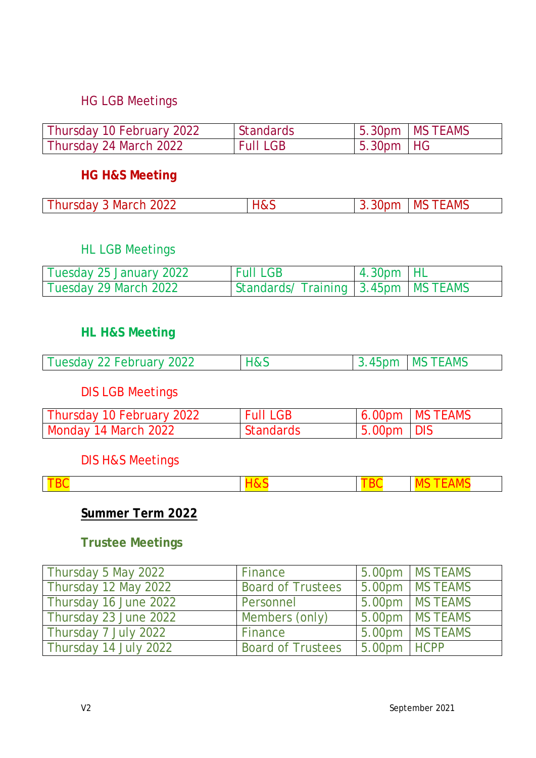### HG LGB Meetings

| | | | |
|---|---|---|---|
| Thursday 10 February 2022 | Standards | 5.30pm | MS TEAMS |
| Thursday 24 March 2022 | Full LGB | 5.30pm | HG |

### **HG H&S Meeting**

| | | | |
|---|---|---|---|
| Thursday 3 March 2022 | H&S | 3.30pm | MS TEAMS |

### HL LGB Meetings

| | | | |
|---|---|---|---|
| Tuesday 25 January 2022 | Full LGB | 4.30pm | HL |
| Tuesday 29 March 2022 | Standards/ Training | 3.45pm | MS TEAMS |

### **HL H&S Meeting**

| | | | |
|---|---|---|---|
| Tuesday 22 February 2022 | H&S | 3.45pm | MS TEAMS |

### DIS LGB Meetings

| | | | |
|---|---|---|---|
| Thursday 10 February 2022 | Full LGB | 6.00pm | MS TEAMS |
| Monday 14 March 2022 | Standards | 5.00pm | DIS |

### DIS H&S Meetings

| | | | |
|---|---|---|---|
| TBC | H&S | TBC | MS TEAMS |

## **Summer Term 2022**

### **Trustee Meetings**

| | | | |
|---|---|---|---|
| Thursday 5 May 2022 | Finance | 5.00pm | MS TEAMS |
| Thursday 12 May 2022 | Board of Trustees | 5.00pm | MS TEAMS |
| Thursday 16 June 2022 | Personnel | 5.00pm | MS TEAMS |
| Thursday 23 June 2022 | Members (only) | 5.00pm | MS TEAMS |
| Thursday 7 July 2022 | Finance | 5.00pm | MS TEAMS |
| Thursday 14 July 2022 | Board of Trustees | 5.00pm | HCPP |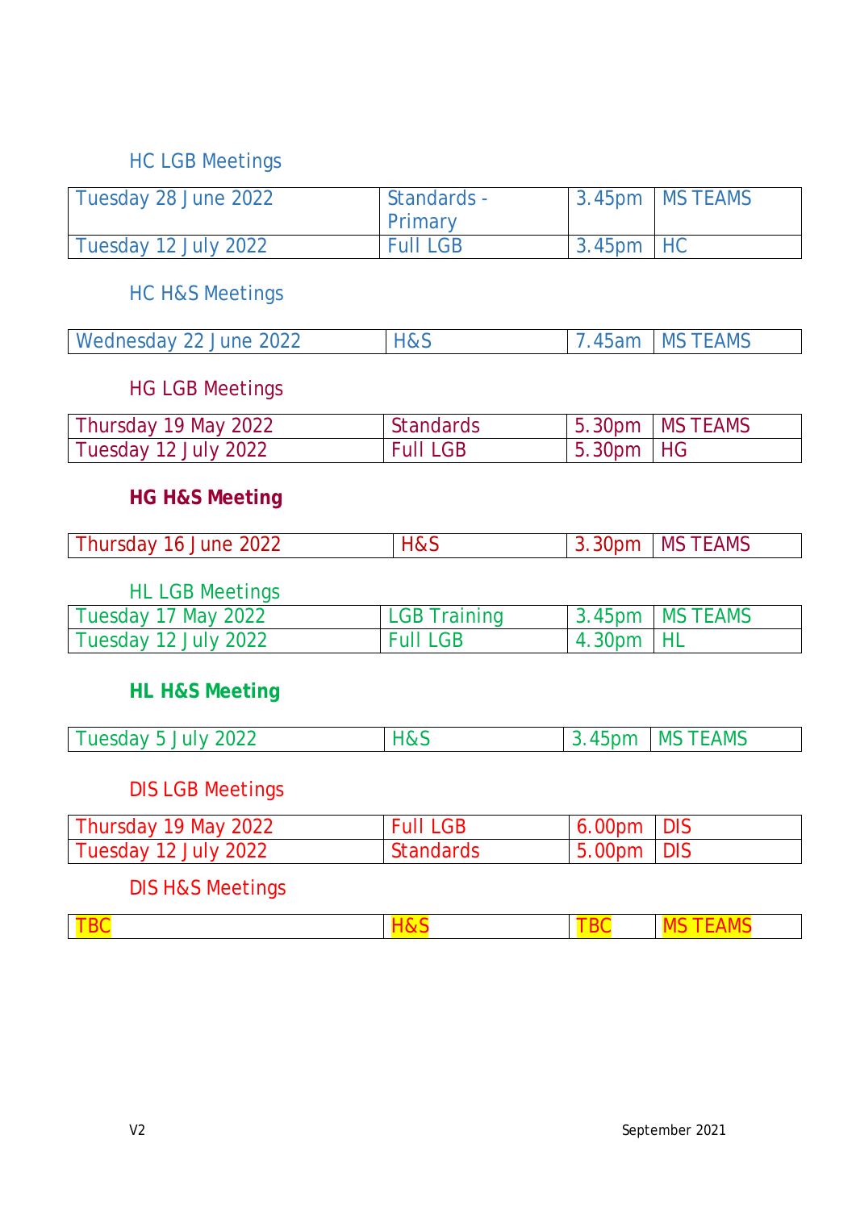### HC LGB Meetings

| | | | |
|---|---|---|---|
| Tuesday 28 June 2022 | Standards - Primary | 3.45pm | MS TEAMS |
| Tuesday 12 July 2022 | Full LGB | 3.45pm | HC |

### HC H&S Meetings

| | | | |
|---|---|---|---|
| Wednesday 22 June 2022 | H&S | 7.45am | MS TEAMS |

### HG LGB Meetings

| | | | |
|---|---|---|---|
| Thursday 19 May 2022 | Standards | 5.30pm | MS TEAMS |
| Tuesday 12 July 2022 | Full LGB | 5.30pm | HG |

### **HG H&S Meeting**

| | | | |
|---|---|---|---|
| Thursday 16 June 2022 | H&S | 3.30pm | MS TEAMS |

### HL LGB Meetings

| | | | |
|---|---|---|---|
| Tuesday 17 May 2022 | LGB Training | 3.45pm | MS TEAMS |
| Tuesday 12 July 2022 | Full LGB | 4.30pm | HL |

### **HL H&S Meeting**

| | | | |
|---|---|---|---|
| Tuesday 5 July 2022 | H&S | 3.45pm | MS TEAMS |

### DIS LGB Meetings

| | | | |
|---|---|---|---|
| Thursday 19 May 2022 | Full LGB | 6.00pm | DIS |
| Tuesday 12 July 2022 | Standards | 5.00pm | DIS |

### DIS H&S Meetings

| | | | |
|---|---|---|---|
| TBC | H&S | TBC | MS TEAMS |

V2 September 2021